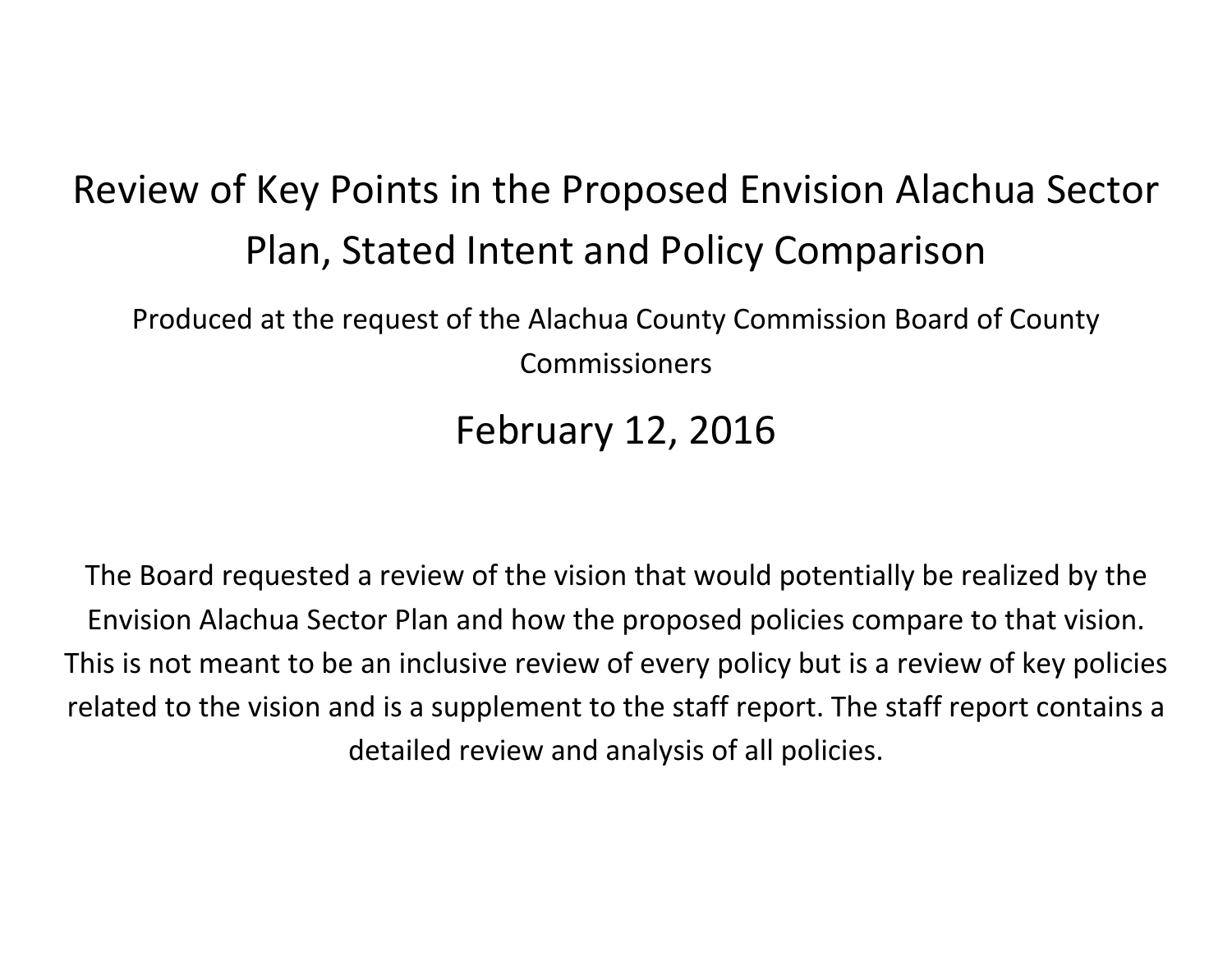# Review of Key Points in the Proposed Envision Alachua Sector Plan, Stated Intent and Policy Comparison

Produced at the request of the Alachua County Commission Board of County Commissioners

## February 12, 2016

The Board requested a review of the vision that would potentially be realized by the Envision Alachua Sector Plan and how the proposed policies compare to that vision. This is not meant to be an inclusive review of every policy but is a review of key policies related to the vision and is a supplement to the staff report. The staff report contains a detailed review and analysis of all policies.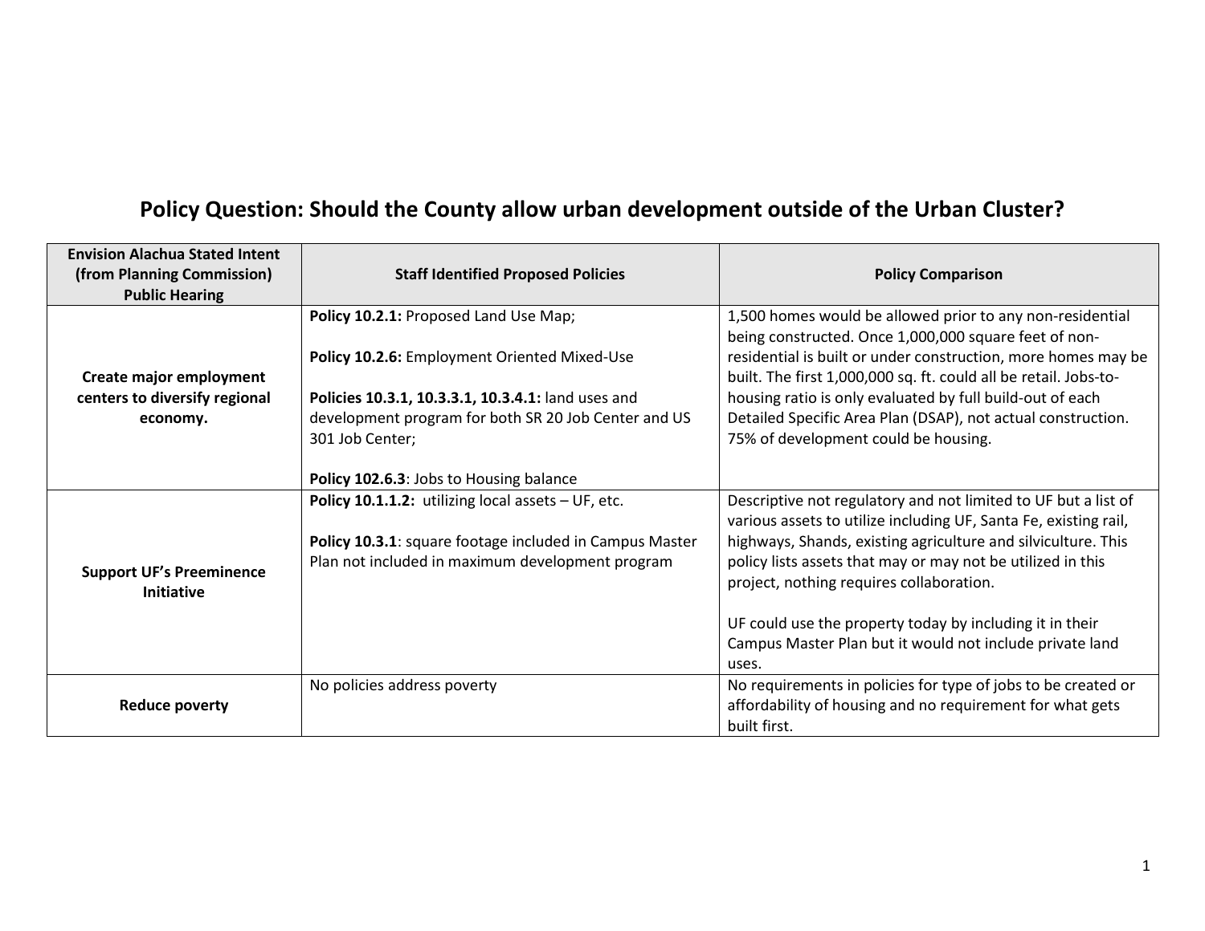# Policy Question: Should the County allow urban development outside of the Urban Cluster?

| Envision Alachua Stated Intent (from Planning Commission) Public Hearing | Staff Identified Proposed Policies | Policy Comparison |
|---|---|---|
| **Create major employment centers to diversify regional economy.** | **Policy 10.2.1:** Proposed Land Use Map;<br><br>**Policy 10.2.6:** Employment Oriented Mixed-Use<br><br>**Policies 10.3.1, 10.3.3.1, 10.3.4.1:** land uses and development program for both SR 20 Job Center and US 301 Job Center;<br><br>**Policy 102.6.3**: Jobs to Housing balance | 1,500 homes would be allowed prior to any non-residential being constructed. Once 1,000,000 square feet of non-residential is built or under construction, more homes may be built. The first 1,000,000 sq. ft. could all be retail. Jobs-to-housing ratio is only evaluated by full build-out of each Detailed Specific Area Plan (DSAP), not actual construction. 75% of development could be housing. |
| **Support UF's Preeminence Initiative** | **Policy 10.1.1.2:** utilizing local assets – UF, etc.<br><br>**Policy 10.3.1**: square footage included in Campus Master Plan not included in maximum development program | Descriptive not regulatory and not limited to UF but a list of various assets to utilize including UF, Santa Fe, existing rail, highways, Shands, existing agriculture and silviculture. This policy lists assets that may or may not be utilized in this project, nothing requires collaboration.<br><br>UF could use the property today by including it in their Campus Master Plan but it would not include private land uses. |
| **Reduce poverty** | No policies address poverty | No requirements in policies for type of jobs to be created or affordability of housing and no requirement for what gets built first. |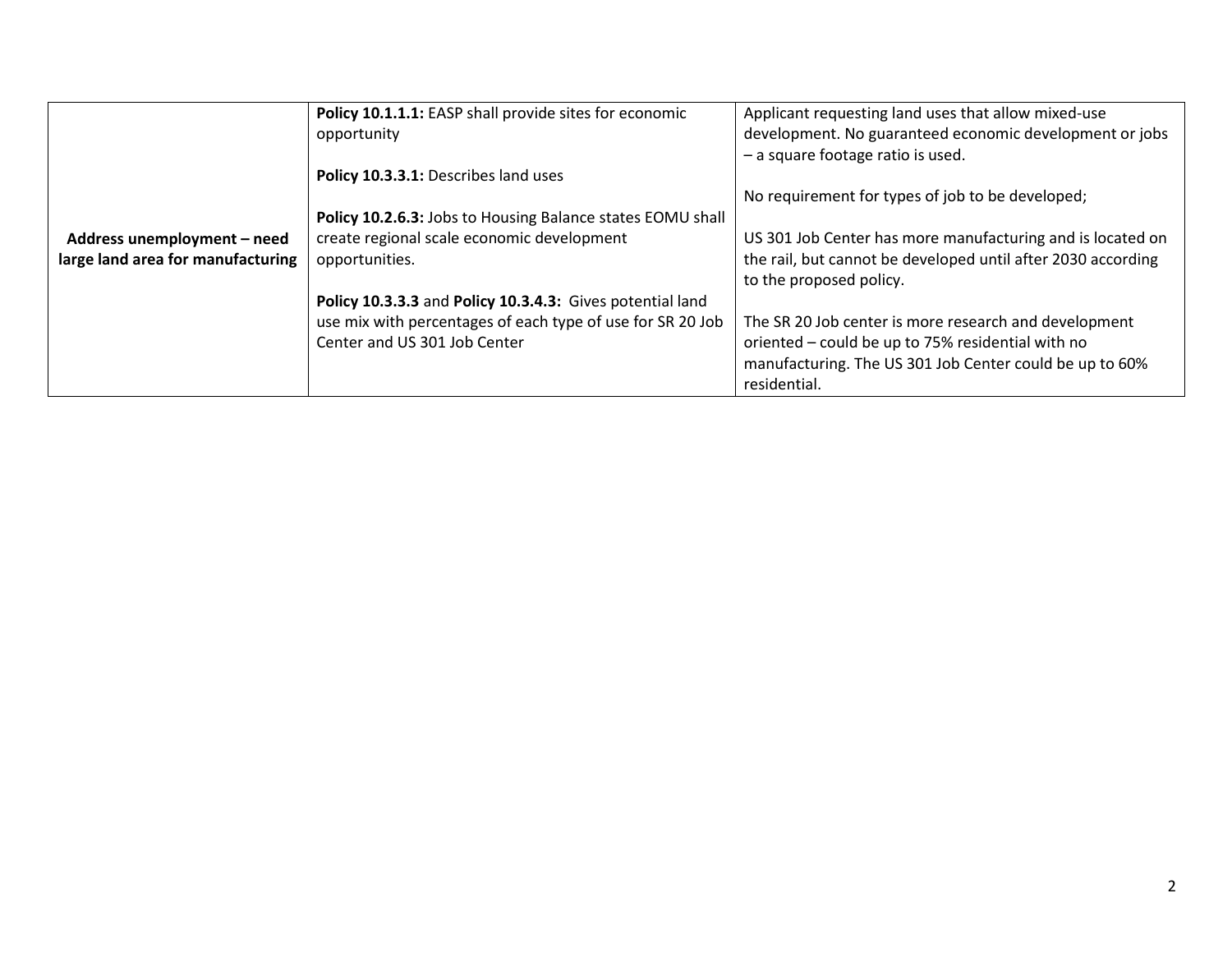| | | |
|---|---|---|
| **Address unemployment – need large land area for manufacturing** | **Policy 10.1.1.1:** EASP shall provide sites for economic opportunity<br><br>**Policy 10.3.3.1:** Describes land uses<br><br>**Policy 10.2.6.3:** Jobs to Housing Balance states EOMU shall create regional scale economic development opportunities.<br><br>**Policy 10.3.3.3** and **Policy 10.3.4.3:** Gives potential land use mix with percentages of each type of use for SR 20 Job Center and US 301 Job Center | Applicant requesting land uses that allow mixed-use development. No guaranteed economic development or jobs – a square footage ratio is used.<br><br>No requirement for types of job to be developed;<br><br>US 301 Job Center has more manufacturing and is located on the rail, but cannot be developed until after 2030 according to the proposed policy.<br><br>The SR 20 Job center is more research and development oriented – could be up to 75% residential with no manufacturing. The US 301 Job Center could be up to 60% residential. |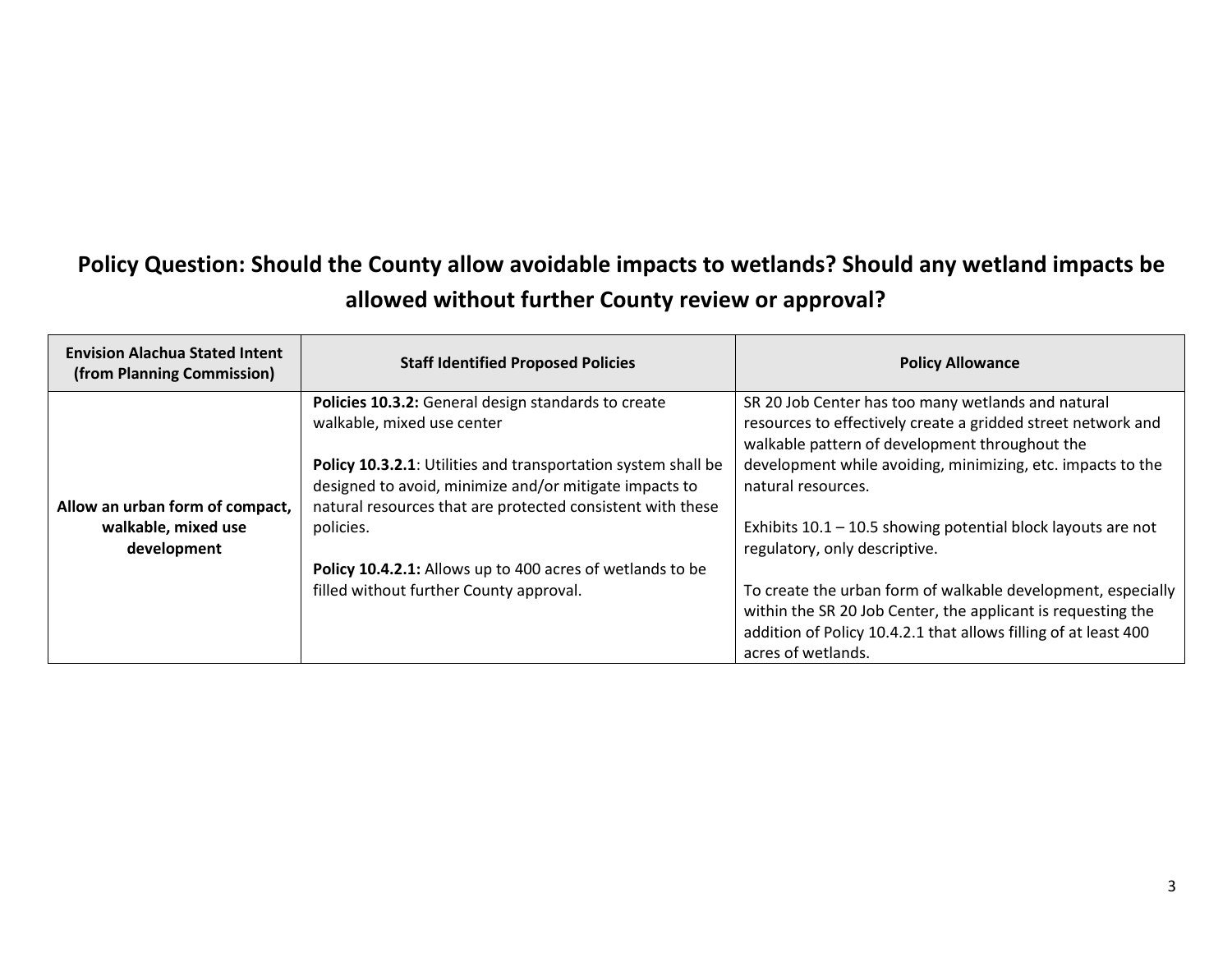## Policy Question: Should the County allow avoidable impacts to wetlands? Should any wetland impacts be allowed without further County review or approval?

| Envision Alachua Stated Intent (from Planning Commission) | Staff Identified Proposed Policies | Policy Allowance |
| --- | --- | --- |
| **Allow an urban form of compact, walkable, mixed use development** | **Policies 10.3.2:** General design standards to create walkable, mixed use center<br><br>**Policy 10.3.2.1**: Utilities and transportation system shall be designed to avoid, minimize and/or mitigate impacts to natural resources that are protected consistent with these policies.<br><br>**Policy 10.4.2.1:** Allows up to 400 acres of wetlands to be filled without further County approval. | SR 20 Job Center has too many wetlands and natural resources to effectively create a gridded street network and walkable pattern of development throughout the development while avoiding, minimizing, etc. impacts to the natural resources.<br><br>Exhibits 10.1 – 10.5 showing potential block layouts are not regulatory, only descriptive.<br><br>To create the urban form of walkable development, especially within the SR 20 Job Center, the applicant is requesting the addition of Policy 10.4.2.1 that allows filling of at least 400 acres of wetlands. |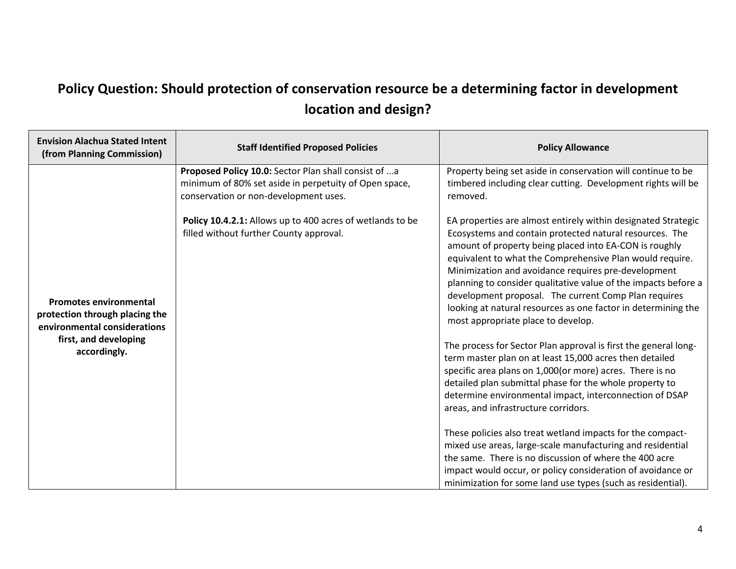## Policy Question: Should protection of conservation resource be a determining factor in development location and design?

| Envision Alachua Stated Intent (from Planning Commission) | Staff Identified Proposed Policies | Policy Allowance |
|---|---|---|
| **Promotes environmental protection through placing the environmental considerations first, and developing accordingly.** | **Proposed Policy 10.0:** Sector Plan shall consist of ...a minimum of 80% set aside in perpetuity of Open space, conservation or non-development uses.<br><br>**Policy 10.4.2.1:** Allows up to 400 acres of wetlands to be filled without further County approval. | Property being set aside in conservation will continue to be timbered including clear cutting. Development rights will be removed.<br><br>EA properties are almost entirely within designated Strategic Ecosystems and contain protected natural resources. The amount of property being placed into EA-CON is roughly equivalent to what the Comprehensive Plan would require. Minimization and avoidance requires pre-development planning to consider qualitative value of the impacts before a development proposal. The current Comp Plan requires looking at natural resources as one factor in determining the most appropriate place to develop.<br><br>The process for Sector Plan approval is first the general long-term master plan on at least 15,000 acres then detailed specific area plans on 1,000(or more) acres. There is no detailed plan submittal phase for the whole property to determine environmental impact, interconnection of DSAP areas, and infrastructure corridors.<br><br>These policies also treat wetland impacts for the compact-mixed use areas, large-scale manufacturing and residential the same. There is no discussion of where the 400 acre impact would occur, or policy consideration of avoidance or minimization for some land use types (such as residential). |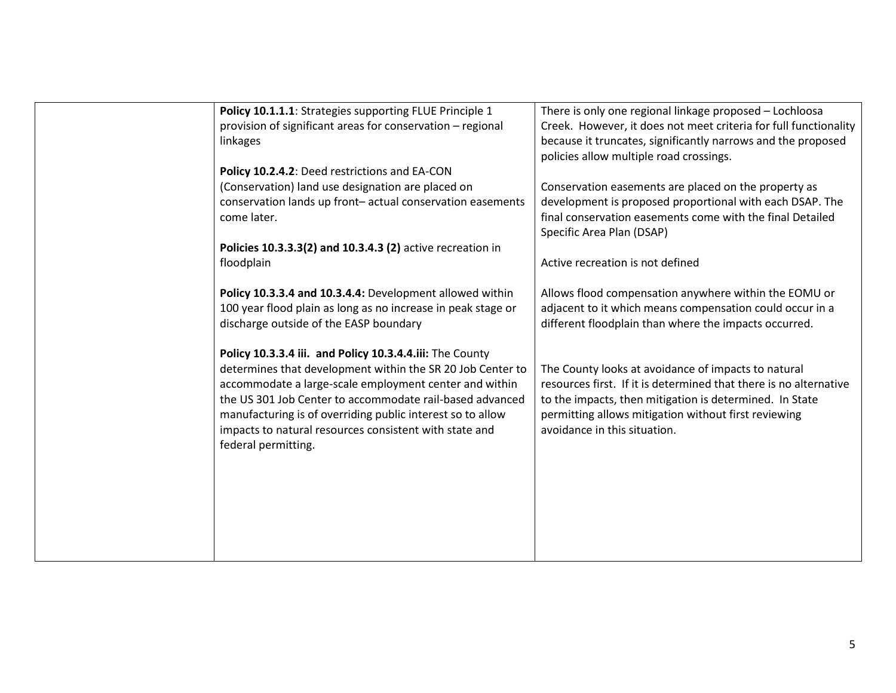| | | |
|---|---|---|
| | **Policy 10.1.1.1**: Strategies supporting FLUE Principle 1 provision of significant areas for conservation – regional linkages | There is only one regional linkage proposed – Lochloosa Creek. However, it does not meet criteria for full functionality because it truncates, significantly narrows and the proposed policies allow multiple road crossings. |
| | **Policy 10.2.4.2**: Deed restrictions and EA-CON (Conservation) land use designation are placed on conservation lands up front– actual conservation easements come later. | Conservation easements are placed on the property as development is proposed proportional with each DSAP. The final conservation easements come with the final Detailed Specific Area Plan (DSAP) |
| | **Policies 10.3.3.3(2) and 10.3.4.3 (2)** active recreation in floodplain | Active recreation is not defined |
| | **Policy 10.3.3.4 and 10.3.4.4:** Development allowed within 100 year flood plain as long as no increase in peak stage or discharge outside of the EASP boundary | Allows flood compensation anywhere within the EOMU or adjacent to it which means compensation could occur in a different floodplain than where the impacts occurred. |
| | **Policy 10.3.3.4 iii. and Policy 10.3.4.4.iii:** The County determines that development within the SR 20 Job Center to accommodate a large-scale employment center and within the US 301 Job Center to accommodate rail-based advanced manufacturing is of overriding public interest so to allow impacts to natural resources consistent with state and federal permitting. | The County looks at avoidance of impacts to natural resources first. If it is determined that there is no alternative to the impacts, then mitigation is determined. In State permitting allows mitigation without first reviewing avoidance in this situation. |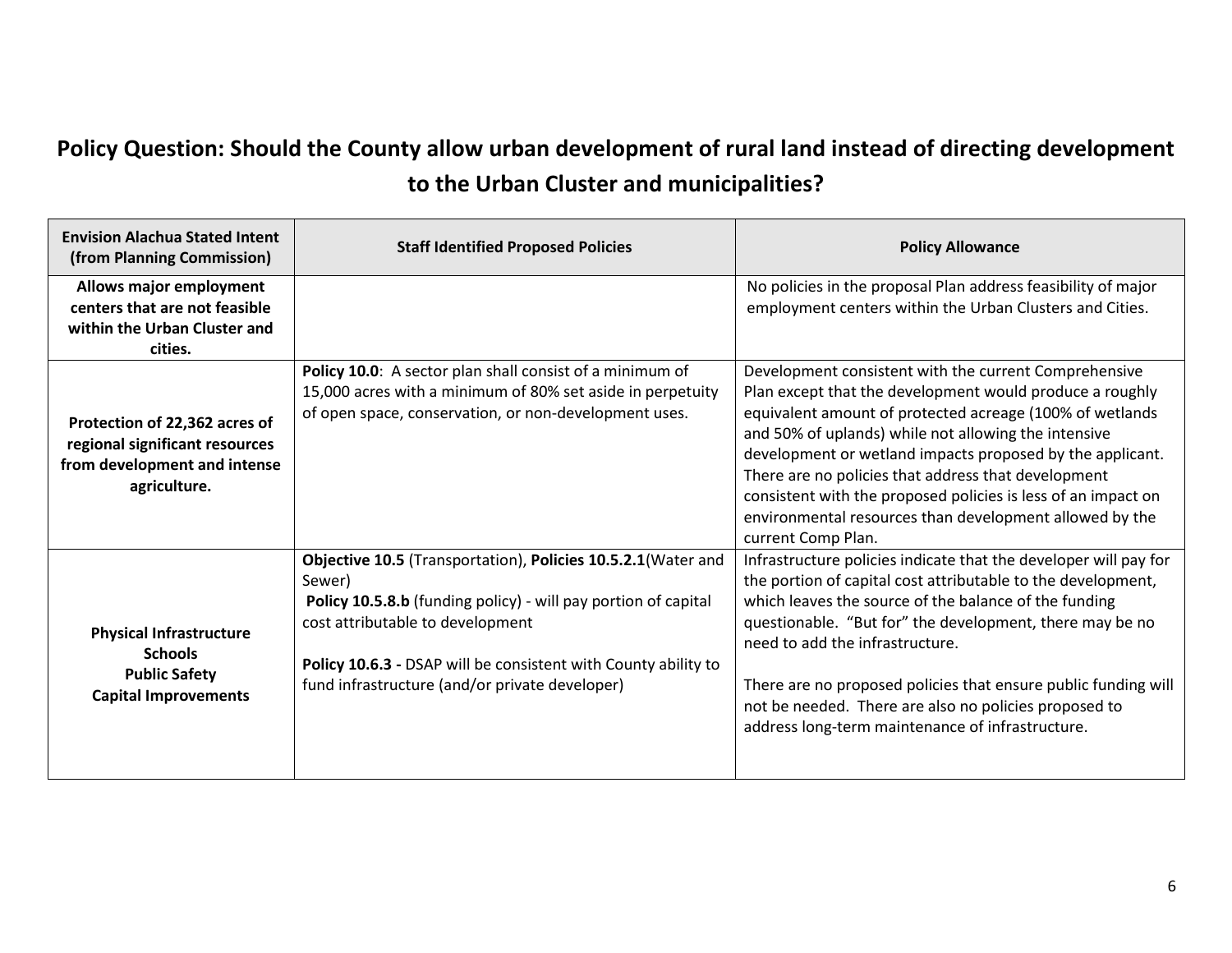## Policy Question: Should the County allow urban development of rural land instead of directing development to the Urban Cluster and municipalities?

| Envision Alachua Stated Intent (from Planning Commission) | Staff Identified Proposed Policies | Policy Allowance |
|---|---|---|
| **Allows major employment centers that are not feasible within the Urban Cluster and cities.** | | No policies in the proposal Plan address feasibility of major employment centers within the Urban Clusters and Cities. |
| **Protection of 22,362 acres of regional significant resources from development and intense agriculture.** | **Policy 10.0**: A sector plan shall consist of a minimum of 15,000 acres with a minimum of 80% set aside in perpetuity of open space, conservation, or non-development uses. | Development consistent with the current Comprehensive Plan except that the development would produce a roughly equivalent amount of protected acreage (100% of wetlands and 50% of uplands) while not allowing the intensive development or wetland impacts proposed by the applicant. There are no policies that address that development consistent with the proposed policies is less of an impact on environmental resources than development allowed by the current Comp Plan. |
| **Physical Infrastructure**<br>**Schools**<br>**Public Safety**<br>**Capital Improvements** | **Objective 10.5** (Transportation), **Policies 10.5.2.1**(Water and Sewer)<br>**Policy 10.5.8.b** (funding policy) - will pay portion of capital cost attributable to development<br><br>**Policy 10.6.3 -** DSAP will be consistent with County ability to fund infrastructure (and/or private developer) | Infrastructure policies indicate that the developer will pay for the portion of capital cost attributable to the development, which leaves the source of the balance of the funding questionable. "But for" the development, there may be no need to add the infrastructure.<br><br>There are no proposed policies that ensure public funding will not be needed. There are also no policies proposed to address long-term maintenance of infrastructure. |